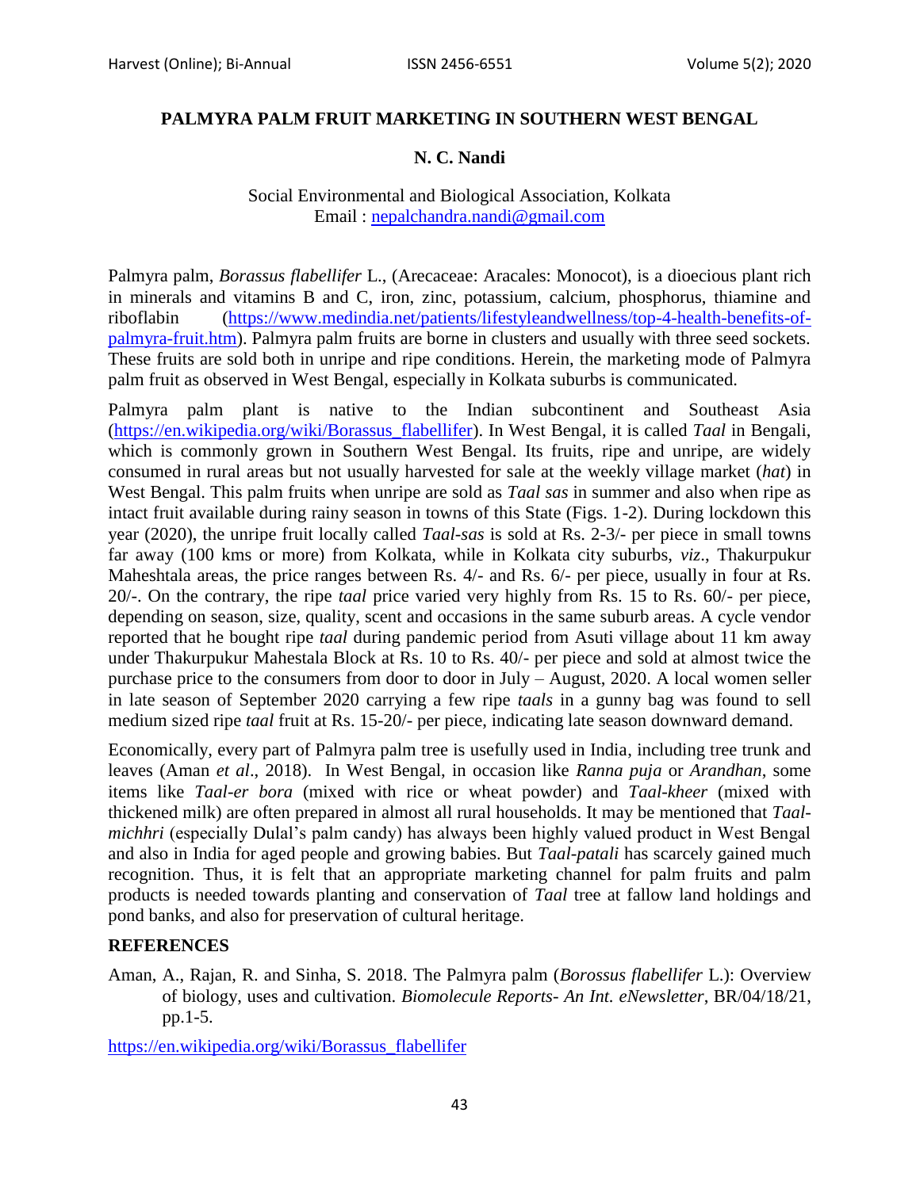# PALMYRA PALM FRUIT MARKETING IN SOUTHERN WEST BENGAL

**N. C. Nandi**

Social Environmental and Biological Association, Kolkata
Email : nepalchandra.nandi@gmail.com

Palmyra palm, *Borassus flabellifer* L., (Arecaceae: Aracales: Monocot), is a dioecious plant rich in minerals and vitamins B and C, iron, zinc, potassium, calcium, phosphorus, thiamine and riboflabin (https://www.medindia.net/patients/lifestyleandwellness/top-4-health-benefits-of-palmyra-fruit.htm). Palmyra palm fruits are borne in clusters and usually with three seed sockets. These fruits are sold both in unripe and ripe conditions. Herein, the marketing mode of Palmyra palm fruit as observed in West Bengal, especially in Kolkata suburbs is communicated.

Palmyra palm plant is native to the Indian subcontinent and Southeast Asia (https://en.wikipedia.org/wiki/Borassus_flabellifer). In West Bengal, it is called *Taal* in Bengali, which is commonly grown in Southern West Bengal. Its fruits, ripe and unripe, are widely consumed in rural areas but not usually harvested for sale at the weekly village market (*hat*) in West Bengal. This palm fruits when unripe are sold as *Taal sas* in summer and also when ripe as intact fruit available during rainy season in towns of this State (Figs. 1-2). During lockdown this year (2020), the unripe fruit locally called *Taal-sas* is sold at Rs. 2-3/- per piece in small towns far away (100 kms or more) from Kolkata, while in Kolkata city suburbs, *viz*., Thakurpukur Maheshtala areas, the price ranges between Rs. 4/- and Rs. 6/- per piece, usually in four at Rs. 20/-. On the contrary, the ripe *taal* price varied very highly from Rs. 15 to Rs. 60/- per piece, depending on season, size, quality, scent and occasions in the same suburb areas. A cycle vendor reported that he bought ripe *taal* during pandemic period from Asuti village about 11 km away under Thakurpukur Mahestala Block at Rs. 10 to Rs. 40/- per piece and sold at almost twice the purchase price to the consumers from door to door in July – August, 2020. A local women seller in late season of September 2020 carrying a few ripe *taals* in a gunny bag was found to sell medium sized ripe *taal* fruit at Rs. 15-20/- per piece, indicating late season downward demand.

Economically, every part of Palmyra palm tree is usefully used in India, including tree trunk and leaves (Aman *et al*., 2018). In West Bengal, in occasion like *Ranna puja* or *Arandhan*, some items like *Taal-er bora* (mixed with rice or wheat powder) and *Taal-kheer* (mixed with thickened milk) are often prepared in almost all rural households. It may be mentioned that *Taal-michhri* (especially Dulal's palm candy) has always been highly valued product in West Bengal and also in India for aged people and growing babies. But *Taal-patali* has scarcely gained much recognition. Thus, it is felt that an appropriate marketing channel for palm fruits and palm products is needed towards planting and conservation of *Taal* tree at fallow land holdings and pond banks, and also for preservation of cultural heritage.

## REFERENCES

Aman, A., Rajan, R. and Sinha, S. 2018. The Palmyra palm (*Borossus flabellifer* L.): Overview of biology, uses and cultivation. *Biomolecule Reports- An Int. eNewsletter*, BR/04/18/21, pp.1-5.

https://en.wikipedia.org/wiki/Borassus_flabellifer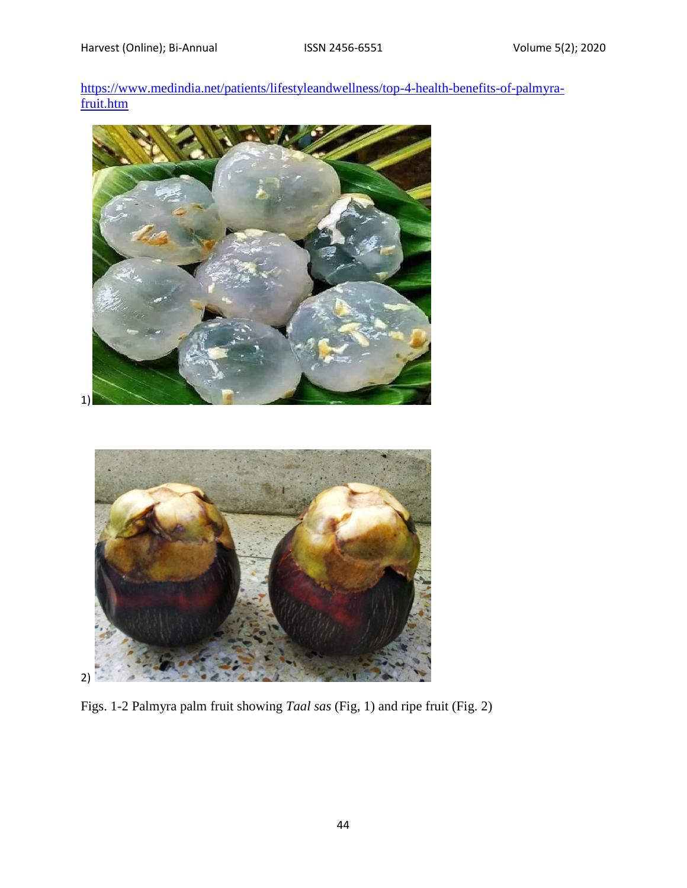https://www.medindia.net/patients/lifestyleandwellness/top-4-health-benefits-of-palmyra-fruit.htm

1)

2)

Figs. 1-2 Palmyra palm fruit showing *Taal sas* (Fig, 1) and ripe fruit (Fig. 2)